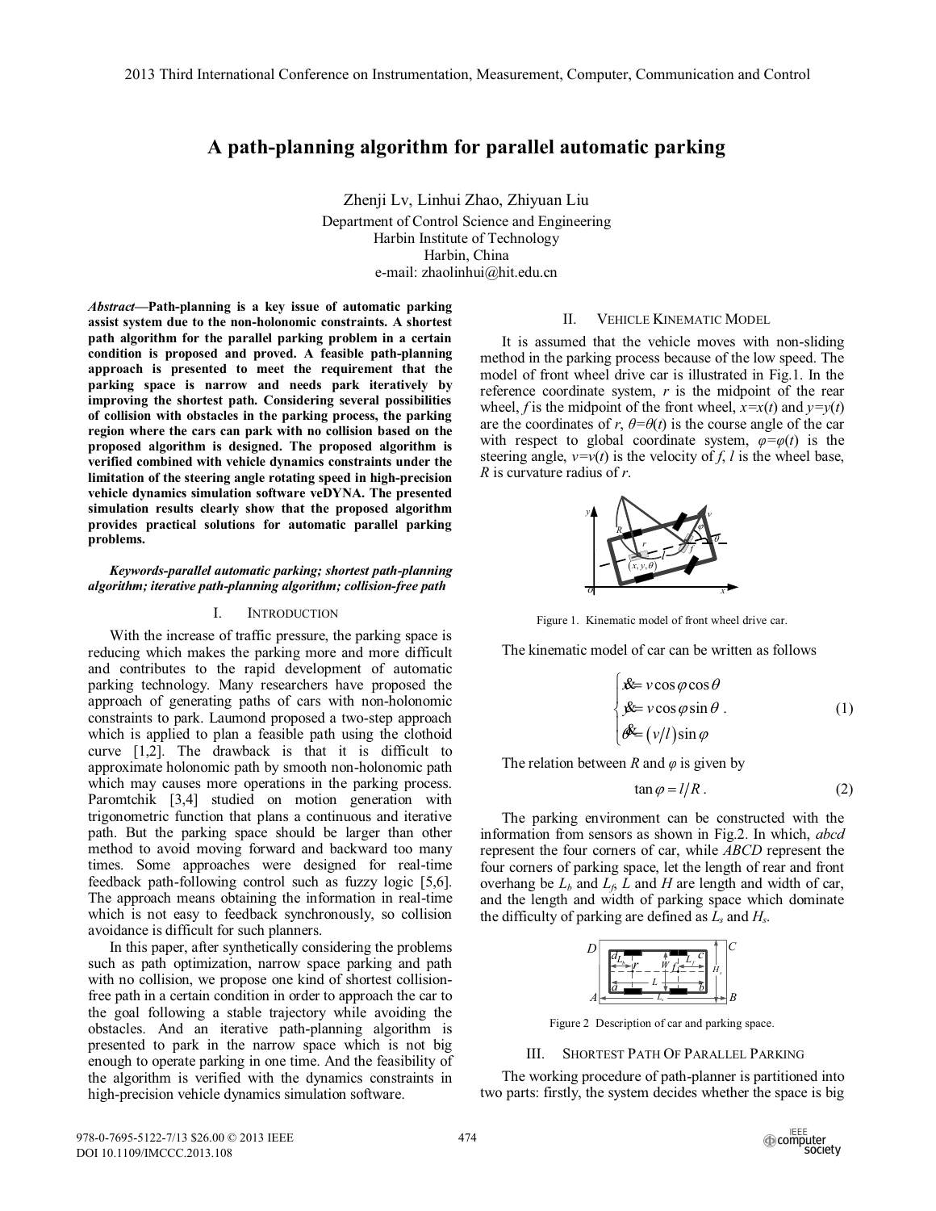# A path-planning algorithm for parallel automatic parking

Zhenji Lv, Linhui Zhao, Zhiyuan Liu

Department of Control Science and Engineering
Harbin Institute of Technology
Harbin, China
e-mail: zhaolinhui@hit.edu.cn

***Abstract*—Path-planning is a key issue of automatic parking assist system due to the non-holonomic constraints. A shortest path algorithm for the parallel parking problem in a certain condition is proposed and proved. A feasible path-planning approach is presented to meet the requirement that the parking space is narrow and needs park iteratively by improving the shortest path. Considering several possibilities of collision with obstacles in the parking process, the parking region where the cars can park with no collision based on the proposed algorithm is designed. The proposed algorithm is verified combined with vehicle dynamics constraints under the limitation of the steering angle rotating speed in high-precision vehicle dynamics simulation software veDYNA. The presented simulation results clearly show that the proposed algorithm provides practical solutions for automatic parallel parking problems.**

***Keywords-parallel automatic parking; shortest path-planning algorithm; iterative path-planning algorithm; collision-free path***

## I. INTRODUCTION

With the increase of traffic pressure, the parking space is reducing which makes the parking more and more difficult and contributes to the rapid development of automatic parking technology. Many researchers have proposed the approach of generating paths of cars with non-holonomic constraints to park. Laumond proposed a two-step approach which is applied to plan a feasible path using the clothoid curve [1,2]. The drawback is that it is difficult to approximate holonomic path by smooth non-holonomic path which may causes more operations in the parking process. Paromtchik [3,4] studied on motion generation with trigonometric function that plans a continuous and iterative path. But the parking space should be larger than other method to avoid moving forward and backward too many times. Some approaches were designed for real-time feedback path-following control such as fuzzy logic [5,6]. The approach means obtaining the information in real-time which is not easy to feedback synchronously, so collision avoidance is difficult for such planners.

In this paper, after synthetically considering the problems such as path optimization, narrow space parking and path with no collision, we propose one kind of shortest collision-free path in a certain condition in order to approach the car to the goal following a stable trajectory while avoiding the obstacles. And an iterative path-planning algorithm is presented to park in the narrow space which is not big enough to operate parking in one time. And the feasibility of the algorithm is verified with the dynamics constraints in high-precision vehicle dynamics simulation software.

## II. VEHICLE KINEMATIC MODEL

It is assumed that the vehicle moves with non-sliding method in the parking process because of the low speed. The model of front wheel drive car is illustrated in Fig.1. In the reference coordinate system, $r$ is the midpoint of the rear wheel, $f$ is the midpoint of the front wheel, $x=x(t)$ and $y=y(t)$ are the coordinates of $r$, $\theta=\theta(t)$ is the course angle of the car with respect to global coordinate system, $\varphi=\varphi(t)$ is the steering angle, $v=v(t)$ is the velocity of $f$, $l$ is the wheel base, $R$ is curvature radius of $r$.

Figure 1. Kinematic model of front wheel drive car.

The kinematic model of car can be written as follows

$$\begin{cases} \dot{x} = v\cos\varphi\cos\theta \\ \dot{y} = v\cos\varphi\sin\theta \\ \dot{\theta} = (v/l)\sin\varphi \end{cases} . \tag{1}$$

The relation between $R$ and $\varphi$ is given by

$$\tan\varphi = l/R . \tag{2}$$

The parking environment can be constructed with the information from sensors as shown in Fig.2. In which, *abcd* represent the four corners of car, while *ABCD* represent the four corners of parking space, let the length of rear and front overhang be $L_b$ and $L_f$, $L$ and $H$ are length and width of car, and the length and width of parking space which dominate the difficulty of parking are defined as $L_s$ and $H_s$.

Figure 2 Description of car and parking space.

## III. SHORTEST PATH OF PARALLEL PARKING

The working procedure of path-planner is partitioned into two parts: firstly, the system decides whether the space is big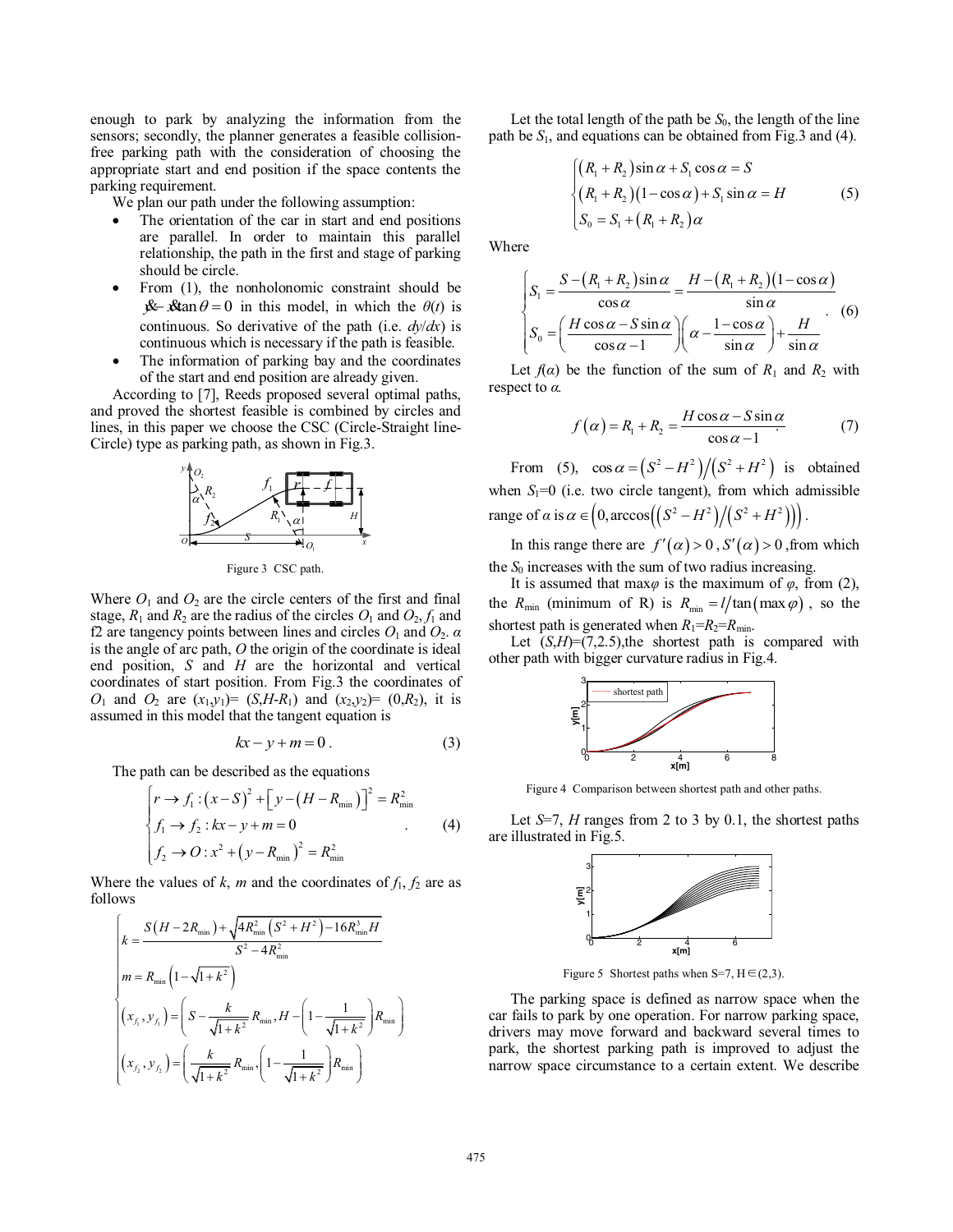enough to park by analyzing the information from the sensors; secondly, the planner generates a feasible collision-free parking path with the consideration of choosing the appropriate start and end position if the space contents the parking requirement.

We plan our path under the following assumption:

- The orientation of the car in start and end positions are parallel. In order to maintain this parallel relationship, the path in the first and stage of parking should be circle.
- From (1), the nonholonomic constraint should be $\dot{y} - \dot{x}\tan\theta = 0$ in this model, in which the $\theta(t)$ is continuous. So derivative of the path (i.e. $dy/dx$) is continuous which is necessary if the path is feasible.
- The information of parking bay and the coordinates of the start and end position are already given.

According to [7], Reeds proposed several optimal paths, and proved the shortest feasible is combined by circles and lines, in this paper we choose the CSC (Circle-Straight line-Circle) type as parking path, as shown in Fig.3.

Figure 3 CSC path.

Where $O_1$ and $O_2$ are the circle centers of the first and final stage, $R_1$ and $R_2$ are the radius of the circles $O_1$ and $O_2$, $f_1$ and f2 are tangency points between lines and circles $O_1$ and $O_2$. $\alpha$ is the angle of arc path, $O$ the origin of the coordinate is ideal end position, $S$ and $H$ are the horizontal and vertical coordinates of start position. From Fig.3 the coordinates of $O_1$ and $O_2$ are $(x_1,y_1)=(S,H\text{-}R_1)$ and $(x_2,y_2)=(0,R_2)$, it is assumed in this model that the tangent equation is

$$kx - y + m = 0\,. \tag{3}$$

The path can be described as the equations

$$\begin{cases} r \to f_1 : (x-S)^2 + \left[y-(H-R_{\min})\right]^2 = R_{\min}^2 \\ f_1 \to f_2 : kx - y + m = 0 \\ f_2 \to O : x^2 + (y-R_{\min})^2 = R_{\min}^2 \end{cases} \tag{4}$$

Where the values of $k$, $m$ and the coordinates of $f_1$, $f_2$ are as follows

$$\begin{cases} k = \dfrac{S(H-2R_{\min}) + \sqrt{4R_{\min}^2(S^2+H^2) - 16R_{\min}^3 H}}{S^2 - 4R_{\min}^2} \\ m = R_{\min}\left(1-\sqrt{1+k^2}\right) \\ (x_{f_1}, y_{f_1}) = \left(S - \dfrac{k}{\sqrt{1+k^2}}R_{\min},\, H - \left(1-\dfrac{1}{\sqrt{1+k^2}}\right)R_{\min}\right) \\ (x_{f_2}, y_{f_2}) = \left(\dfrac{k}{\sqrt{1+k^2}}R_{\min},\, \left(1-\dfrac{1}{\sqrt{1+k^2}}\right)R_{\min}\right) \end{cases}$$

Let the total length of the path be $S_0$, the length of the line path be $S_1$, and equations can be obtained from Fig.3 and (4).

$$\begin{cases} (R_1+R_2)\sin\alpha + S_1\cos\alpha = S \\ (R_1+R_2)(1-\cos\alpha) + S_1\sin\alpha = H \\ S_0 = S_1 + (R_1+R_2)\alpha \end{cases} \tag{5}$$

Where

$$\begin{cases} S_1 = \dfrac{S-(R_1+R_2)\sin\alpha}{\cos\alpha} = \dfrac{H-(R_1+R_2)(1-\cos\alpha)}{\sin\alpha} \\ S_0 = \left(\dfrac{H\cos\alpha - S\sin\alpha}{\cos\alpha - 1}\right)\left(\alpha - \dfrac{1-\cos\alpha}{\sin\alpha}\right) + \dfrac{H}{\sin\alpha} \end{cases}. \tag{6}$$

Let $f(\alpha)$ be the function of the sum of $R_1$ and $R_2$ with respect to $\alpha$.

$$f(\alpha) = R_1 + R_2 = \frac{H\cos\alpha - S\sin\alpha}{\cos\alpha - 1}. \tag{7}$$

From (5), $\cos\alpha = (S^2-H^2)/(S^2+H^2)$ is obtained when $S_1$=0 (i.e. two circle tangent), from which admissible range of $\alpha$ is $\alpha \in \left(0, \arccos\left((S^2-H^2)/(S^2+H^2)\right)\right)$.

In this range there are $f'(\alpha) > 0$, $S'(\alpha) > 0$, from which the $S_0$ increases with the sum of two radius increasing.

It is assumed that $\max\varphi$ is the maximum of $\varphi$, from (2), the $R_{\min}$ (minimum of R) is $R_{\min} = l/\tan(\max\varphi)$, so the shortest path is generated when $R_1$=$R_2$=$R_{\min}$.

Let $(S,H)$=(7,2.5), the shortest path is compared with other path with bigger curvature radius in Fig.4.

Figure 4 Comparison between shortest path and other paths.

Let $S$=7, $H$ ranges from 2 to 3 by 0.1, the shortest paths are illustrated in Fig.5.

Figure 5 Shortest paths when S=7, H∈(2,3).

The parking space is defined as narrow space when the car fails to park by one operation. For narrow parking space, drivers may move forward and backward several times to park, the shortest parking path is improved to adjust the narrow space circumstance to a certain extent. We describe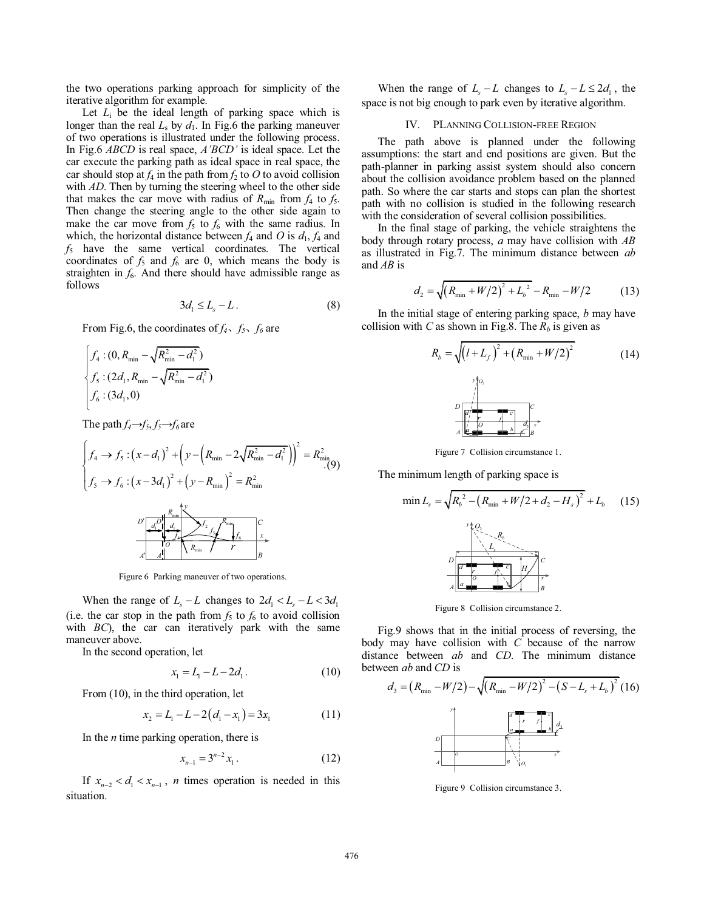the two operations parking approach for simplicity of the iterative algorithm for example.

Let $L_i$ be the ideal length of parking space which is longer than the real $L_s$ by $d_1$. In Fig.6 the parking maneuver of two operations is illustrated under the following process. In Fig.6 *ABCD* is real space, *A'BCD'* is ideal space. Let the car execute the parking path as ideal space in real space, the car should stop at $f_4$ in the path from $f_2$ to *O* to avoid collision with *AD*. Then by turning the steering wheel to the other side that makes the car move with radius of $R_{\min}$ from $f_4$ to $f_5$. Then change the steering angle to the other side again to make the car move from $f_5$ to $f_6$ with the same radius. In which, the horizontal distance between $f_4$ and *O* is $d_1$, $f_4$ and $f_5$ have the same vertical coordinates. The vertical coordinates of $f_5$ and $f_6$ are 0, which means the body is straighten in $f_6$. And there should have admissible range as follows

$$3d_1 \le L_s - L. \tag{8}$$

From Fig.6, the coordinates of $f_4$、$f_5$、$f_6$ are

$$\begin{cases} f_4 : (0, R_{\min} - \sqrt{R_{\min}^2 - d_1^2}) \\ f_5 : (2d_1, R_{\min} - \sqrt{R_{\min}^2 - d_1^2}) \\ f_6 : (3d_1, 0) \end{cases}$$

The path $f_4 \to f_5$, $f_5 \to f_6$ are

$$\begin{cases} f_4 \to f_5 : (x - d_1)^2 + \left(y - \left(R_{\min} - 2\sqrt{R_{\min}^2 - d_1^2}\right)\right)^2 = R_{\min}^2 \\ f_5 \to f_6 : (x - 3d_1)^2 + (y - R_{\min})^2 = R_{\min}^2 \end{cases} . \tag{9}$$

Figure 6 Parking maneuver of two operations.

When the range of $L_s - L$ changes to $2d_1 < L_s - L < 3d_1$ (i.e. the car stop in the path from $f_5$ to $f_6$ to avoid collision with *BC*), the car can iteratively park with the same maneuver above.

In the second operation, let

$$x_1 = L_1 - L - 2d_1. \tag{10}$$

From (10), in the third operation, let

$$x_2 = L_1 - L - 2(d_1 - x_1) = 3x_1 \tag{11}$$

In the *n* time parking operation, there is

$$x_{n-1} = 3^{n-2} x_1. \tag{12}$$

If $x_{n-2} < d_1 < x_{n-1}$, *n* times operation is needed in this situation.

When the range of $L_s - L$ changes to $L_s - L \le 2d_1$, the space is not big enough to park even by iterative algorithm.

## IV. PLANNING COLLISION-FREE REGION

The path above is planned under the following assumptions: the start and end positions are given. But the path-planner in parking assist system should also concern about the collision avoidance problem based on the planned path. So where the car starts and stops can plan the shortest path with no collision is studied in the following research with the consideration of several collision possibilities.

In the final stage of parking, the vehicle straightens the body through rotary process, *a* may have collision with *AB* as illustrated in Fig.7. The minimum distance between *ab* and *AB* is

$$d_2 = \sqrt{(R_{\min} + W/2)^2 + L_b^2} - R_{\min} - W/2 \tag{13}$$

In the initial stage of entering parking space, *b* may have collision with *C* as shown in Fig.8. The $R_b$ is given as

$$R_b = \sqrt{(l + L_f)^2 + (R_{\min} + W/2)^2} \tag{14}$$

Figure 7 Collision circumstance 1.

The minimum length of parking space is

$$\min L_s = \sqrt{R_b^2 - (R_{\min} + W/2 + d_2 - H_s)^2} + L_b \tag{15}$$

Figure 8 Collision circumstance 2.

Fig.9 shows that in the initial process of reversing, the body may have collision with *C* because of the narrow distance between *ab* and *CD*. The minimum distance between *ab* and *CD* is

$$d_3 = (R_{\min} - W/2) - \sqrt{(R_{\min} - W/2)^2 - (S - L_s + L_b)^2} \tag{16}$$

Figure 9 Collision circumstance 3.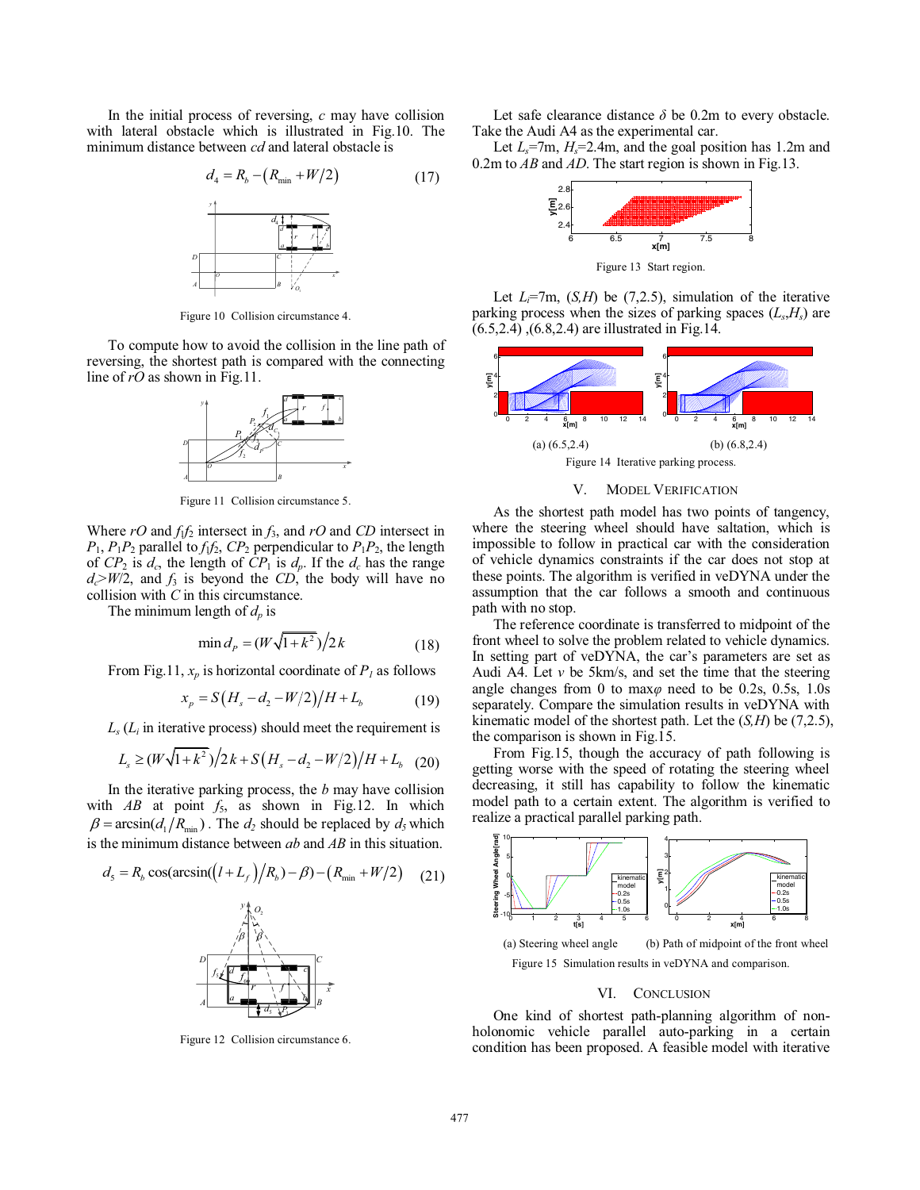In the initial process of reversing, $c$ may have collision with lateral obstacle which is illustrated in Fig.10. The minimum distance between $cd$ and lateral obstacle is

$$d_4 = R_b - \left(R_{\min} + W/2\right) \tag{17}$$

Figure 10 Collision circumstance 4.

To compute how to avoid the collision in the line path of reversing, the shortest path is compared with the connecting line of $rO$ as shown in Fig.11.

Figure 11 Collision circumstance 5.

Where $rO$ and $f_1f_2$ intersect in $f_3$, and $rO$ and $CD$ intersect in $P_1$, $P_1P_2$ parallel to $f_1f_2$, $CP_2$ perpendicular to $P_1P_2$, the length of $CP_2$ is $d_c$, the length of $CP_1$ is $d_p$. If the $d_c$ has the range $d_c > W/2$, and $f_3$ is beyond the $CD$, the body will have no collision with $C$ in this circumstance.

The minimum length of $d_p$ is

$$\min d_P = (W\sqrt{1+k^2})/2k \tag{18}$$

From Fig.11, $x_p$ is horizontal coordinate of $P_1$ as follows

$$x_p = S\left(H_s - d_2 - W/2\right)/H + L_b \tag{19}$$

$L_s$ ($L_i$ in iterative process) should meet the requirement is

$$L_s \geq (W\sqrt{1+k^2})/2k + S\left(H_s - d_2 - W/2\right)/H + L_b \tag{20}$$

In the iterative parking process, the $b$ may have collision with $AB$ at point $f_5$, as shown in Fig.12. In which $\beta = \arcsin(d_1/R_{\min})$. The $d_2$ should be replaced by $d_5$ which is the minimum distance between $ab$ and $AB$ in this situation.

$$d_5 = R_b \cos(\arcsin((l + L_f)/R_b) - \beta) - (R_{\min} + W/2) \tag{21}$$

Figure 12 Collision circumstance 6.

Let safe clearance distance $\delta$ be 0.2m to every obstacle. Take the Audi A4 as the experimental car.

Let $L_s$=7m, $H_s$=2.4m, and the goal position has 1.2m and 0.2m to $AB$ and $AD$. The start region is shown in Fig.13.

Figure 13 Start region.

Let $L_i$=7m, $(S,H)$ be (7,2.5), simulation of the iterative parking process when the sizes of parking spaces $(L_s,H_s)$ are (6.5,2.4) ,(6.8,2.4) are illustrated in Fig.14.

(a) (6.5,2.4) (b) (6.8,2.4)

Figure 14 Iterative parking process.

## V. Model Verification

As the shortest path model has two points of tangency, where the steering wheel should have saltation, which is impossible to follow in practical car with the consideration of vehicle dynamics constraints if the car does not stop at these points. The algorithm is verified in veDYNA under the assumption that the car follows a smooth and continuous path with no stop.

The reference coordinate is transferred to midpoint of the front wheel to solve the problem related to vehicle dynamics. In setting part of veDYNA, the car's parameters are set as Audi A4. Let $v$ be 5km/s, and set the time that the steering angle changes from 0 to max$\varphi$ need to be 0.2s, 0.5s, 1.0s separately. Compare the simulation results in veDYNA with kinematic model of the shortest path. Let the $(S,H)$ be (7,2.5), the comparison is shown in Fig.15.

From Fig.15, though the accuracy of path following is getting worse with the speed of rotating the steering wheel decreasing, it still has capability to follow the kinematic model path to a certain extent. The algorithm is verified to realize a practical parallel parking path.

(a) Steering wheel angle (b) Path of midpoint of the front wheel

Figure 15 Simulation results in veDYNA and comparison.

## VI. Conclusion

One kind of shortest path-planning algorithm of non-holonomic vehicle parallel auto-parking in a certain condition has been proposed. A feasible model with iterative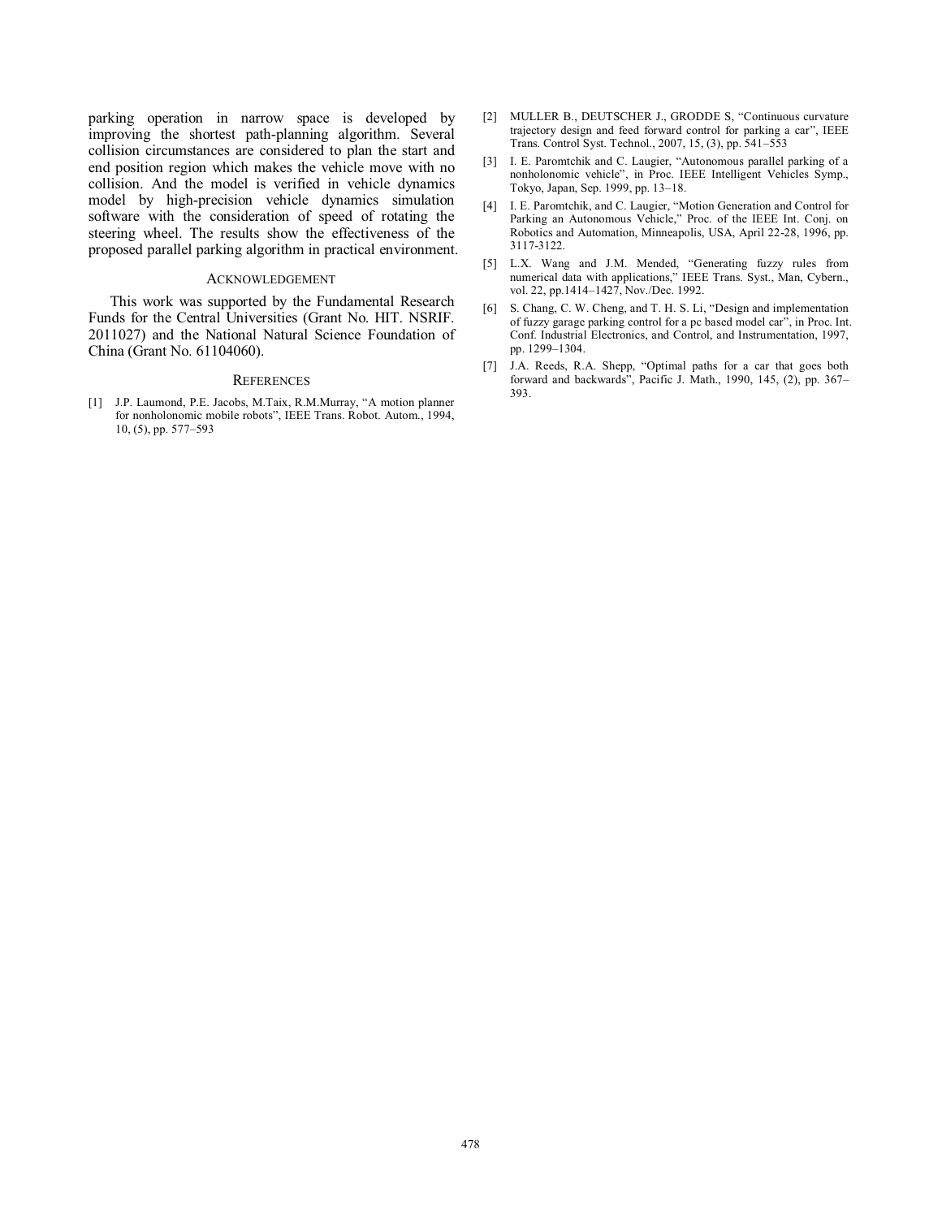parking operation in narrow space is developed by improving the shortest path-planning algorithm. Several collision circumstances are considered to plan the start and end position region which makes the vehicle move with no collision. And the model is verified in vehicle dynamics model by high-precision vehicle dynamics simulation software with the consideration of speed of rotating the steering wheel. The results show the effectiveness of the proposed parallel parking algorithm in practical environment.

## ACKNOWLEDGEMENT

This work was supported by the Fundamental Research Funds for the Central Universities (Grant No. HIT. NSRIF. 2011027) and the National Natural Science Foundation of China (Grant No. 61104060).

## REFERENCES

[1] J.P. Laumond, P.E. Jacobs, M.Taix, R.M.Murray, "A motion planner for nonholonomic mobile robots", IEEE Trans. Robot. Autom., 1994, 10, (5), pp. 577–593

[2] MULLER B., DEUTSCHER J., GRODDE S, "Continuous curvature trajectory design and feed forward control for parking a car", IEEE Trans. Control Syst. Technol., 2007, 15, (3), pp. 541–553

[3] I. E. Paromtchik and C. Laugier, "Autonomous parallel parking of a nonholonomic vehicle", in Proc. IEEE Intelligent Vehicles Symp., Tokyo, Japan, Sep. 1999, pp. 13–18.

[4] I. E. Paromtchik, and C. Laugier, "Motion Generation and Control for Parking an Autonomous Vehicle," Proc. of the IEEE Int. Conj. on Robotics and Automation, Minneapolis, USA, April 22-28, 1996, pp. 3117-3122.

[5] L.X. Wang and J.M. Mended, "Generating fuzzy rules from numerical data with applications," IEEE Trans. Syst., Man, Cybern., vol. 22, pp.1414–1427, Nov./Dec. 1992.

[6] S. Chang, C. W. Cheng, and T. H. S. Li, "Design and implementation of fuzzy garage parking control for a pc based model car", in Proc. Int. Conf. Industrial Electronics, and Control, and Instrumentation, 1997, pp. 1299–1304.

[7] J.A. Reeds, R.A. Shepp, "Optimal paths for a car that goes both forward and backwards", Pacific J. Math., 1990, 145, (2), pp. 367–393.